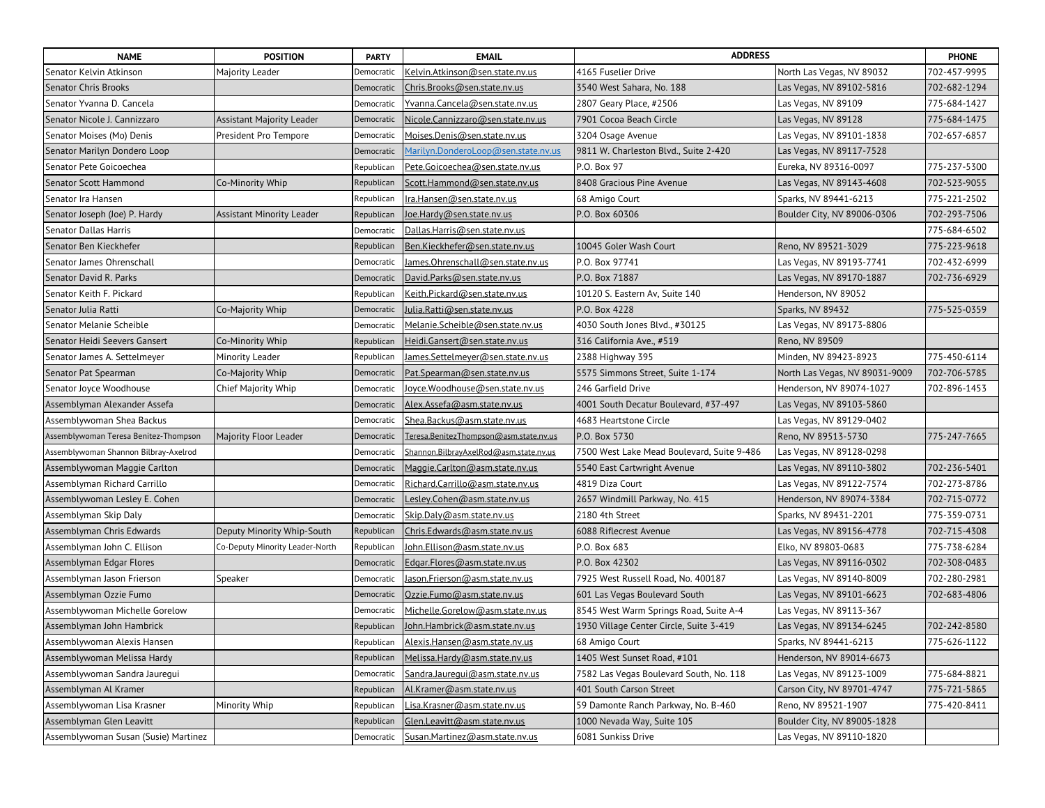| NAME | POSITION | PARTY | EMAIL | ADDRESS | | PHONE |
|---|---|---|---|---|---|---|
| Senator Kelvin Atkinson | Majority Leader | Democratic | Kelvin.Atkinson@sen.state.nv.us | 4165 Fuselier Drive | North Las Vegas, NV 89032 | 702-457-9995 |
| Senator Chris Brooks | | Democratic | Chris.Brooks@sen.state.nv.us | 3540 West Sahara, No. 188 | Las Vegas, NV 89102-5816 | 702-682-1294 |
| Senator Yvanna D. Cancela | | Democratic | Yvanna.Cancela@sen.state.nv.us | 2807 Geary Place, #2506 | Las Vegas, NV 89109 | 775-684-1427 |
| Senator Nicole J. Cannizzaro | Assistant Majority Leader | Democratic | Nicole.Cannizzaro@sen.state.nv.us | 7901 Cocoa Beach Circle | Las Vegas, NV 89128 | 775-684-1475 |
| Senator Moises (Mo) Denis | President Pro Tempore | Democratic | Moises.Denis@sen.state.nv.us | 3204 Osage Avenue | Las Vegas, NV 89101-1838 | 702-657-6857 |
| Senator Marilyn Dondero Loop | | Democratic | Marilyn.DonderoLoop@sen.state.nv.us | 9811 W. Charleston Blvd., Suite 2-420 | Las Vegas, NV 89117-7528 | |
| Senator Pete Goicoechea | | Republican | Pete.Goicoechea@sen.state.nv.us | P.O. Box 97 | Eureka, NV 89316-0097 | 775-237-5300 |
| Senator Scott Hammond | Co-Minority Whip | Republican | Scott.Hammond@sen.state.nv.us | 8408 Gracious Pine Avenue | Las Vegas, NV 89143-4608 | 702-523-9055 |
| Senator Ira Hansen | | Republican | Ira.Hansen@sen.state.nv.us | 68 Amigo Court | Sparks, NV 89441-6213 | 775-221-2502 |
| Senator Joseph (Joe) P. Hardy | Assistant Minority Leader | Republican | Joe.Hardy@sen.state.nv.us | P.O. Box 60306 | Boulder City, NV 89006-0306 | 702-293-7506 |
| Senator Dallas Harris | | Democratic | Dallas.Harris@sen.state.nv.us | | | 775-684-6502 |
| Senator Ben Kieckhefer | | Republican | Ben.Kieckhefer@sen.state.nv.us | 10045 Goler Wash Court | Reno, NV 89521-3029 | 775-223-9618 |
| Senator James Ohrenschall | | Democratic | James.Ohrenschall@sen.state.nv.us | P.O. Box 97741 | Las Vegas, NV 89193-7741 | 702-432-6999 |
| Senator David R. Parks | | Democratic | David.Parks@sen.state.nv.us | P.O. Box 71887 | Las Vegas, NV 89170-1887 | 702-736-6929 |
| Senator Keith F. Pickard | | Republican | Keith.Pickard@sen.state.nv.us | 10120 S. Eastern Av, Suite 140 | Henderson, NV 89052 | |
| Senator Julia Ratti | Co-Majority Whip | Democratic | Julia.Ratti@sen.state.nv.us | P.O. Box 4228 | Sparks, NV 89432 | 775-525-0359 |
| Senator Melanie Scheible | | Democratic | Melanie.Scheible@sen.state.nv.us | 4030 South Jones Blvd., #30125 | Las Vegas, NV 89173-8806 | |
| Senator Heidi Seevers Gansert | Co-Minority Whip | Republican | Heidi.Gansert@sen.state.nv.us | 316 California Ave., #519 | Reno, NV 89509 | |
| Senator James A. Settelmeyer | Minority Leader | Republican | James.Settelmeyer@sen.state.nv.us | 2388 Highway 395 | Minden, NV 89423-8923 | 775-450-6114 |
| Senator Pat Spearman | Co-Majority Whip | Democratic | Pat.Spearman@sen.state.nv.us | 5575 Simmons Street, Suite 1-174 | North Las Vegas, NV 89031-9009 | 702-706-5785 |
| Senator Joyce Woodhouse | Chief Majority Whip | Democratic | Joyce.Woodhouse@sen.state.nv.us | 246 Garfield Drive | Henderson, NV 89074-1027 | 702-896-1453 |
| Assemblyman Alexander Assefa | | Democratic | Alex.Assefa@asm.state.nv.us | 4001 South Decatur Boulevard, #37-497 | Las Vegas, NV 89103-5860 | |
| Assemblywoman Shea Backus | | Democratic | Shea.Backus@asm.state.nv.us | 4683 Heartstone Circle | Las Vegas, NV 89129-0402 | |
| Assemblywoman Teresa Benitez-Thompson | Majority Floor Leader | Democratic | Teresa.BenitezThompson@asm.state.nv.us | P.O. Box 5730 | Reno, NV 89513-5730 | 775-247-7665 |
| Assemblywoman Shannon Bilbray-Axelrod | | Democratic | Shannon.BilbrayAxelRod@asm.state.nv.us | 7500 West Lake Mead Boulevard, Suite 9-486 | Las Vegas, NV 89128-0298 | |
| Assemblywoman Maggie Carlton | | Democratic | Maggie.Carlton@asm.state.nv.us | 5540 East Cartwright Avenue | Las Vegas, NV 89110-3802 | 702-236-5401 |
| Assemblyman Richard Carrillo | | Democratic | Richard.Carrillo@asm.state.nv.us | 4819 Diza Court | Las Vegas, NV 89122-7574 | 702-273-8786 |
| Assemblywoman Lesley E. Cohen | | Democratic | Lesley.Cohen@asm.state.nv.us | 2657 Windmill Parkway, No. 415 | Henderson, NV 89074-3384 | 702-715-0772 |
| Assemblyman Skip Daly | | Democratic | Skip.Daly@asm.state.nv.us | 2180 4th Street | Sparks, NV 89431-2201 | 775-359-0731 |
| Assemblyman Chris Edwards | Deputy Minority Whip-South | Republican | Chris.Edwards@asm.state.nv.us | 6088 Riflecrest Avenue | Las Vegas, NV 89156-4778 | 702-715-4308 |
| Assemblyman John C. Ellison | Co-Deputy Minority Leader-North | Republican | John.Ellison@asm.state.nv.us | P.O. Box 683 | Elko, NV 89803-0683 | 775-738-6284 |
| Assemblyman Edgar Flores | | Democratic | Edgar.Flores@asm.state.nv.us | P.O. Box 42302 | Las Vegas, NV 89116-0302 | 702-308-0483 |
| Assemblyman Jason Frierson | Speaker | Democratic | Jason.Frierson@asm.state.nv.us | 7925 West Russell Road, No. 400187 | Las Vegas, NV 89140-8009 | 702-280-2981 |
| Assemblyman Ozzie Fumo | | Democratic | Ozzie.Fumo@asm.state.nv.us | 601 Las Vegas Boulevard South | Las Vegas, NV 89101-6623 | 702-683-4806 |
| Assemblywoman Michelle Gorelow | | Democratic | Michelle.Gorelow@asm.state.nv.us | 8545 West Warm Springs Road, Suite A-4 | Las Vegas, NV 89113-367 | |
| Assemblyman John Hambrick | | Republican | John.Hambrick@asm.state.nv.us | 1930 Village Center Circle, Suite 3-419 | Las Vegas, NV 89134-6245 | 702-242-8580 |
| Assemblywoman Alexis Hansen | | Republican | Alexis.Hansen@asm.state.nv.us | 68 Amigo Court | Sparks, NV 89441-6213 | 775-626-1122 |
| Assemblywoman Melissa Hardy | | Republican | Melissa.Hardy@asm.state.nv.us | 1405 West Sunset Road, #101 | Henderson, NV 89014-6673 | |
| Assemblywoman Sandra Jauregui | | Democratic | Sandra.Jauregui@asm.state.nv.us | 7582 Las Vegas Boulevard South, No. 118 | Las Vegas, NV 89123-1009 | 775-684-8821 |
| Assemblyman Al Kramer | | Republican | Al.Kramer@asm.state.nv.us | 401 South Carson Street | Carson City, NV 89701-4747 | 775-721-5865 |
| Assemblywoman Lisa Krasner | Minority Whip | Republican | Lisa.Krasner@asm.state.nv.us | 59 Damonte Ranch Parkway, No. B-460 | Reno, NV 89521-1907 | 775-420-8411 |
| Assemblyman Glen Leavitt | | Republican | Glen.Leavitt@asm.state.nv.us | 1000 Nevada Way, Suite 105 | Boulder City, NV 89005-1828 | |
| Assemblywoman Susan (Susie) Martinez | | Democratic | Susan.Martinez@asm.state.nv.us | 6081 Sunkiss Drive | Las Vegas, NV 89110-1820 | |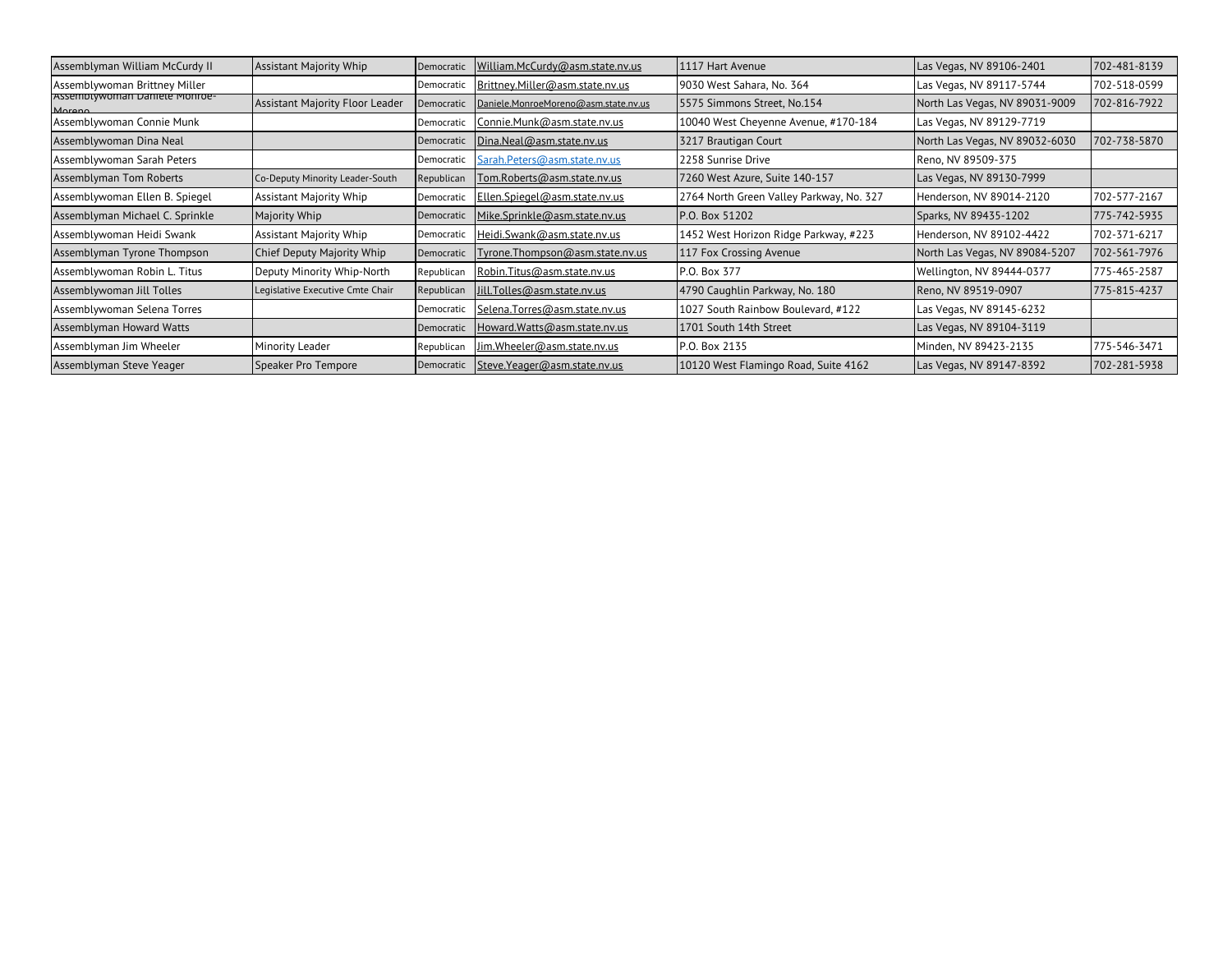| | | | | | | |
|---|---|---|---|---|---|---|
| Assemblyman William McCurdy II | Assistant Majority Whip | Democratic | William.McCurdy@asm.state.nv.us | 1117 Hart Avenue | Las Vegas, NV 89106-2401 | 702-481-8139 |
| Assemblywoman Brittney Miller | | Democratic | Brittney.Miller@asm.state.nv.us | 9030 West Sahara, No. 364 | Las Vegas, NV 89117-5744 | 702-518-0599 |
| Assemblywoman Daniele Monroe-Moreno | Assistant Majority Floor Leader | Democratic | Daniele.MonroeMoreno@asm.state.nv.us | 5575 Simmons Street, No.154 | North Las Vegas, NV 89031-9009 | 702-816-7922 |
| Assemblywoman Connie Munk | | Democratic | Connie.Munk@asm.state.nv.us | 10040 West Cheyenne Avenue, #170-184 | Las Vegas, NV 89129-7719 | |
| Assemblywoman Dina Neal | | Democratic | Dina.Neal@asm.state.nv.us | 3217 Brautigan Court | North Las Vegas, NV 89032-6030 | 702-738-5870 |
| Assemblywoman Sarah Peters | | Democratic | Sarah.Peters@asm.state.nv.us | 2258 Sunrise Drive | Reno, NV 89509-375 | |
| Assemblyman Tom Roberts | Co-Deputy Minority Leader-South | Republican | Tom.Roberts@asm.state.nv.us | 7260 West Azure, Suite 140-157 | Las Vegas, NV 89130-7999 | |
| Assemblywoman Ellen B. Spiegel | Assistant Majority Whip | Democratic | Ellen.Spiegel@asm.state.nv.us | 2764 North Green Valley Parkway, No. 327 | Henderson, NV 89014-2120 | 702-577-2167 |
| Assemblyman Michael C. Sprinkle | Majority Whip | Democratic | Mike.Sprinkle@asm.state.nv.us | P.O. Box 51202 | Sparks, NV 89435-1202 | 775-742-5935 |
| Assemblywoman Heidi Swank | Assistant Majority Whip | Democratic | Heidi.Swank@asm.state.nv.us | 1452 West Horizon Ridge Parkway, #223 | Henderson, NV 89102-4422 | 702-371-6217 |
| Assemblyman Tyrone Thompson | Chief Deputy Majority Whip | Democratic | Tyrone.Thompson@asm.state.nv.us | 117 Fox Crossing Avenue | North Las Vegas, NV 89084-5207 | 702-561-7976 |
| Assemblywoman Robin L. Titus | Deputy Minority Whip-North | Republican | Robin.Titus@asm.state.nv.us | P.O. Box 377 | Wellington, NV 89444-0377 | 775-465-2587 |
| Assemblywoman Jill Tolles | Legislative Executive Cmte Chair | Republican | Jill.Tolles@asm.state.nv.us | 4790 Caughlin Parkway, No. 180 | Reno, NV 89519-0907 | 775-815-4237 |
| Assemblywoman Selena Torres | | Democratic | Selena.Torres@asm.state.nv.us | 1027 South Rainbow Boulevard, #122 | Las Vegas, NV 89145-6232 | |
| Assemblyman Howard Watts | | Democratic | Howard.Watts@asm.state.nv.us | 1701 South 14th Street | Las Vegas, NV 89104-3119 | |
| Assemblyman Jim Wheeler | Minority Leader | Republican | Jim.Wheeler@asm.state.nv.us | P.O. Box 2135 | Minden, NV 89423-2135 | 775-546-3471 |
| Assemblyman Steve Yeager | Speaker Pro Tempore | Democratic | Steve.Yeager@asm.state.nv.us | 10120 West Flamingo Road, Suite 4162 | Las Vegas, NV 89147-8392 | 702-281-5938 |